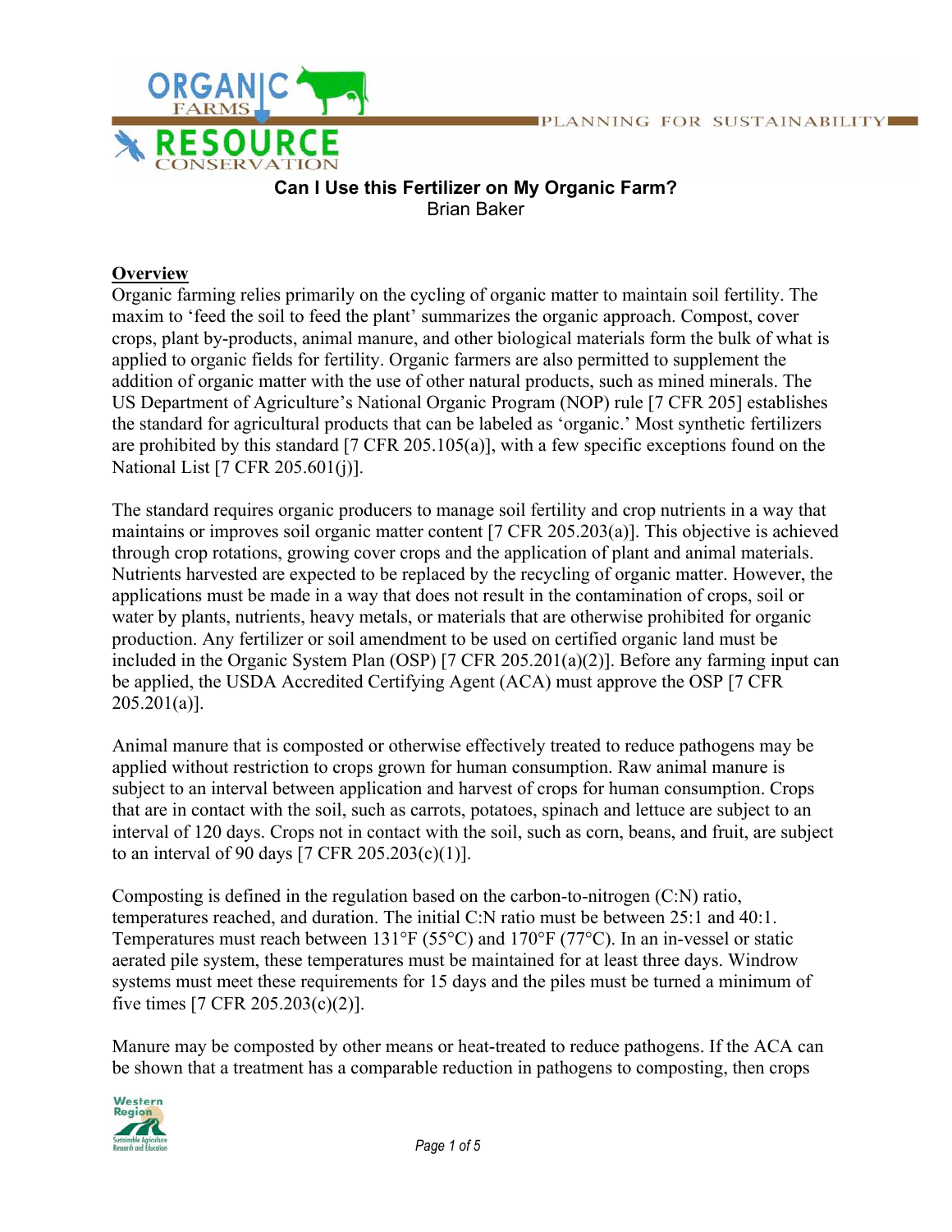# Can I Use this Fertilizer on My Organic Farm?

Brian Baker

## Overview

Organic farming relies primarily on the cycling of organic matter to maintain soil fertility. The maxim to 'feed the soil to feed the plant' summarizes the organic approach. Compost, cover crops, plant by-products, animal manure, and other biological materials form the bulk of what is applied to organic fields for fertility. Organic farmers are also permitted to supplement the addition of organic matter with the use of other natural products, such as mined minerals. The US Department of Agriculture's National Organic Program (NOP) rule [7 CFR 205] establishes the standard for agricultural products that can be labeled as 'organic.' Most synthetic fertilizers are prohibited by this standard [7 CFR 205.105(a)], with a few specific exceptions found on the National List [7 CFR 205.601(j)].

The standard requires organic producers to manage soil fertility and crop nutrients in a way that maintains or improves soil organic matter content [7 CFR 205.203(a)]. This objective is achieved through crop rotations, growing cover crops and the application of plant and animal materials. Nutrients harvested are expected to be replaced by the recycling of organic matter. However, the applications must be made in a way that does not result in the contamination of crops, soil or water by plants, nutrients, heavy metals, or materials that are otherwise prohibited for organic production. Any fertilizer or soil amendment to be used on certified organic land must be included in the Organic System Plan (OSP) [7 CFR 205.201(a)(2)]. Before any farming input can be applied, the USDA Accredited Certifying Agent (ACA) must approve the OSP [7 CFR 205.201(a)].

Animal manure that is composted or otherwise effectively treated to reduce pathogens may be applied without restriction to crops grown for human consumption. Raw animal manure is subject to an interval between application and harvest of crops for human consumption. Crops that are in contact with the soil, such as carrots, potatoes, spinach and lettuce are subject to an interval of 120 days. Crops not in contact with the soil, such as corn, beans, and fruit, are subject to an interval of 90 days [7 CFR 205.203(c)(1)].

Composting is defined in the regulation based on the carbon-to-nitrogen (C:N) ratio, temperatures reached, and duration. The initial C:N ratio must be between 25:1 and 40:1. Temperatures must reach between 131°F (55°C) and 170°F (77°C). In an in-vessel or static aerated pile system, these temperatures must be maintained for at least three days. Windrow systems must meet these requirements for 15 days and the piles must be turned a minimum of five times [7 CFR 205.203(c)(2)].

Manure may be composted by other means or heat-treated to reduce pathogens. If the ACA can be shown that a treatment has a comparable reduction in pathogens to composting, then crops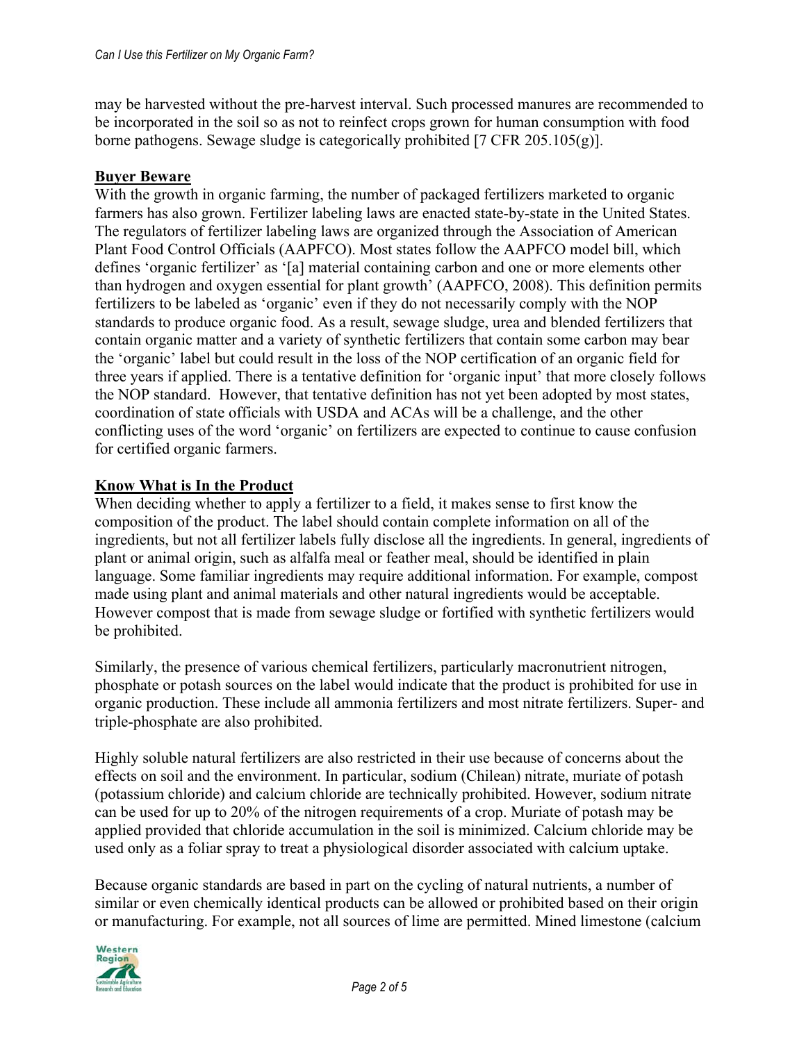may be harvested without the pre-harvest interval. Such processed manures are recommended to be incorporated in the soil so as not to reinfect crops grown for human consumption with food borne pathogens. Sewage sludge is categorically prohibited [7 CFR 205.105(g)].

## Buyer Beware

With the growth in organic farming, the number of packaged fertilizers marketed to organic farmers has also grown. Fertilizer labeling laws are enacted state-by-state in the United States. The regulators of fertilizer labeling laws are organized through the Association of American Plant Food Control Officials (AAPFCO). Most states follow the AAPFCO model bill, which defines 'organic fertilizer' as '[a] material containing carbon and one or more elements other than hydrogen and oxygen essential for plant growth' (AAPFCO, 2008). This definition permits fertilizers to be labeled as 'organic' even if they do not necessarily comply with the NOP standards to produce organic food. As a result, sewage sludge, urea and blended fertilizers that contain organic matter and a variety of synthetic fertilizers that contain some carbon may bear the 'organic' label but could result in the loss of the NOP certification of an organic field for three years if applied. There is a tentative definition for 'organic input' that more closely follows the NOP standard. However, that tentative definition has not yet been adopted by most states, coordination of state officials with USDA and ACAs will be a challenge, and the other conflicting uses of the word 'organic' on fertilizers are expected to continue to cause confusion for certified organic farmers.

## Know What is In the Product

When deciding whether to apply a fertilizer to a field, it makes sense to first know the composition of the product. The label should contain complete information on all of the ingredients, but not all fertilizer labels fully disclose all the ingredients. In general, ingredients of plant or animal origin, such as alfalfa meal or feather meal, should be identified in plain language. Some familiar ingredients may require additional information. For example, compost made using plant and animal materials and other natural ingredients would be acceptable. However compost that is made from sewage sludge or fortified with synthetic fertilizers would be prohibited.

Similarly, the presence of various chemical fertilizers, particularly macronutrient nitrogen, phosphate or potash sources on the label would indicate that the product is prohibited for use in organic production. These include all ammonia fertilizers and most nitrate fertilizers. Super- and triple-phosphate are also prohibited.

Highly soluble natural fertilizers are also restricted in their use because of concerns about the effects on soil and the environment. In particular, sodium (Chilean) nitrate, muriate of potash (potassium chloride) and calcium chloride are technically prohibited. However, sodium nitrate can be used for up to 20% of the nitrogen requirements of a crop. Muriate of potash may be applied provided that chloride accumulation in the soil is minimized. Calcium chloride may be used only as a foliar spray to treat a physiological disorder associated with calcium uptake.

Because organic standards are based in part on the cycling of natural nutrients, a number of similar or even chemically identical products can be allowed or prohibited based on their origin or manufacturing. For example, not all sources of lime are permitted. Mined limestone (calcium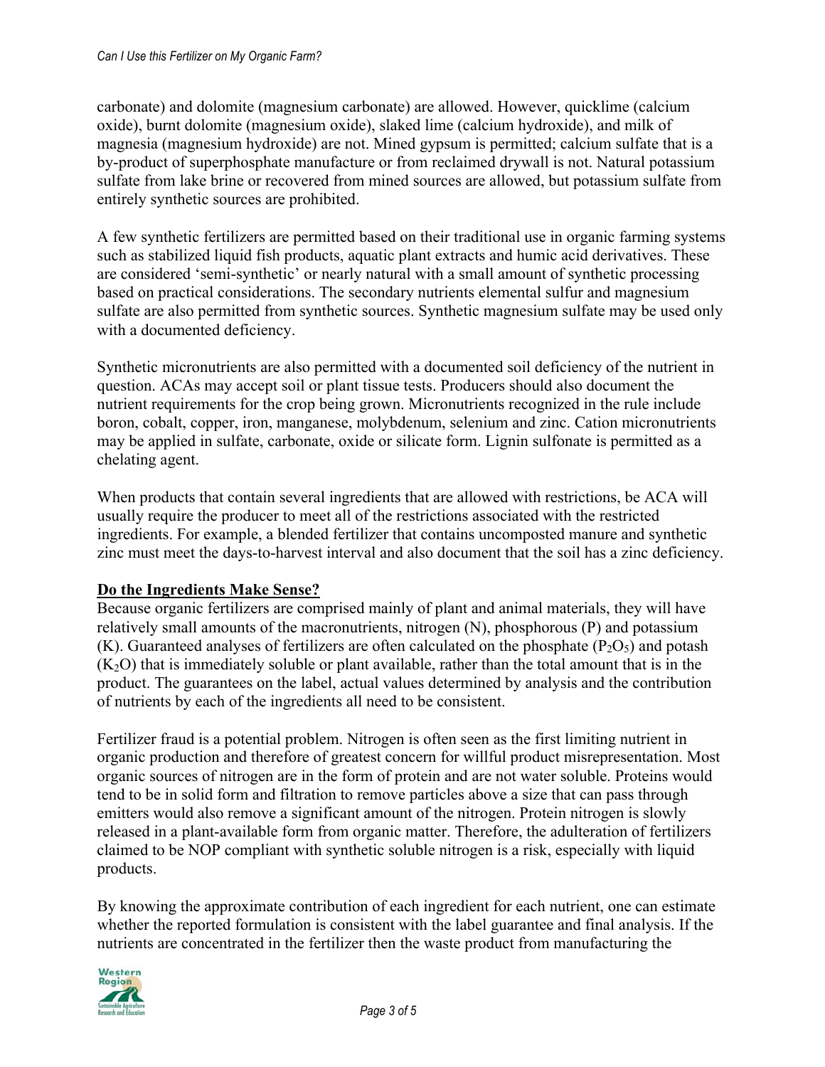carbonate) and dolomite (magnesium carbonate) are allowed. However, quicklime (calcium oxide), burnt dolomite (magnesium oxide), slaked lime (calcium hydroxide), and milk of magnesia (magnesium hydroxide) are not. Mined gypsum is permitted; calcium sulfate that is a by-product of superphosphate manufacture or from reclaimed drywall is not. Natural potassium sulfate from lake brine or recovered from mined sources are allowed, but potassium sulfate from entirely synthetic sources are prohibited.

A few synthetic fertilizers are permitted based on their traditional use in organic farming systems such as stabilized liquid fish products, aquatic plant extracts and humic acid derivatives. These are considered 'semi-synthetic' or nearly natural with a small amount of synthetic processing based on practical considerations. The secondary nutrients elemental sulfur and magnesium sulfate are also permitted from synthetic sources. Synthetic magnesium sulfate may be used only with a documented deficiency.

Synthetic micronutrients are also permitted with a documented soil deficiency of the nutrient in question. ACAs may accept soil or plant tissue tests. Producers should also document the nutrient requirements for the crop being grown. Micronutrients recognized in the rule include boron, cobalt, copper, iron, manganese, molybdenum, selenium and zinc. Cation micronutrients may be applied in sulfate, carbonate, oxide or silicate form. Lignin sulfonate is permitted as a chelating agent.

When products that contain several ingredients that are allowed with restrictions, be ACA will usually require the producer to meet all of the restrictions associated with the restricted ingredients. For example, a blended fertilizer that contains uncomposted manure and synthetic zinc must meet the days-to-harvest interval and also document that the soil has a zinc deficiency.

## Do the Ingredients Make Sense?

Because organic fertilizers are comprised mainly of plant and animal materials, they will have relatively small amounts of the macronutrients, nitrogen (N), phosphorous (P) and potassium (K). Guaranteed analyses of fertilizers are often calculated on the phosphate ($P_2O_5$) and potash ($K_2O$) that is immediately soluble or plant available, rather than the total amount that is in the product. The guarantees on the label, actual values determined by analysis and the contribution of nutrients by each of the ingredients all need to be consistent.

Fertilizer fraud is a potential problem. Nitrogen is often seen as the first limiting nutrient in organic production and therefore of greatest concern for willful product misrepresentation. Most organic sources of nitrogen are in the form of protein and are not water soluble. Proteins would tend to be in solid form and filtration to remove particles above a size that can pass through emitters would also remove a significant amount of the nitrogen. Protein nitrogen is slowly released in a plant-available form from organic matter. Therefore, the adulteration of fertilizers claimed to be NOP compliant with synthetic soluble nitrogen is a risk, especially with liquid products.

By knowing the approximate contribution of each ingredient for each nutrient, one can estimate whether the reported formulation is consistent with the label guarantee and final analysis. If the nutrients are concentrated in the fertilizer then the waste product from manufacturing the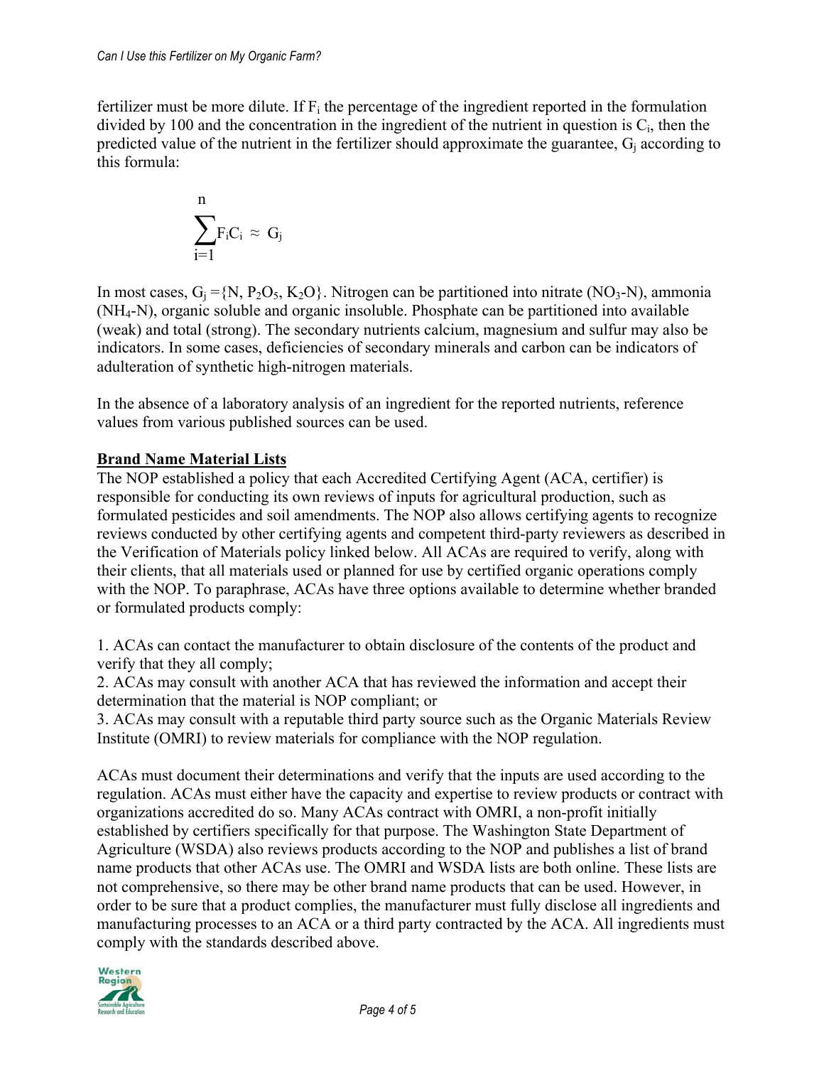fertilizer must be more dilute. If $F_i$ the percentage of the ingredient reported in the formulation divided by 100 and the concentration in the ingredient of the nutrient in question is $C_i$, then the predicted value of the nutrient in the fertilizer should approximate the guarantee, $G_j$ according to this formula:

$$\sum_{i=1}^{n} F_i C_i \approx G_j$$

In most cases, $G_j = \{N, P_2O_5, K_2O\}$. Nitrogen can be partitioned into nitrate ($NO_3$-N), ammonia ($NH_4$-N), organic soluble and organic insoluble. Phosphate can be partitioned into available (weak) and total (strong). The secondary nutrients calcium, magnesium and sulfur may also be indicators. In some cases, deficiencies of secondary minerals and carbon can be indicators of adulteration of synthetic high-nitrogen materials.

In the absence of a laboratory analysis of an ingredient for the reported nutrients, reference values from various published sources can be used.

## Brand Name Material Lists

The NOP established a policy that each Accredited Certifying Agent (ACA, certifier) is responsible for conducting its own reviews of inputs for agricultural production, such as formulated pesticides and soil amendments. The NOP also allows certifying agents to recognize reviews conducted by other certifying agents and competent third-party reviewers as described in the Verification of Materials policy linked below. All ACAs are required to verify, along with their clients, that all materials used or planned for use by certified organic operations comply with the NOP. To paraphrase, ACAs have three options available to determine whether branded or formulated products comply:

1. ACAs can contact the manufacturer to obtain disclosure of the contents of the product and verify that they all comply;
2. ACAs may consult with another ACA that has reviewed the information and accept their determination that the material is NOP compliant; or
3. ACAs may consult with a reputable third party source such as the Organic Materials Review Institute (OMRI) to review materials for compliance with the NOP regulation.

ACAs must document their determinations and verify that the inputs are used according to the regulation. ACAs must either have the capacity and expertise to review products or contract with organizations accredited do so. Many ACAs contract with OMRI, a non-profit initially established by certifiers specifically for that purpose. The Washington State Department of Agriculture (WSDA) also reviews products according to the NOP and publishes a list of brand name products that other ACAs use. The OMRI and WSDA lists are both online. These lists are not comprehensive, so there may be other brand name products that can be used. However, in order to be sure that a product complies, the manufacturer must fully disclose all ingredients and manufacturing processes to an ACA or a third party contracted by the ACA. All ingredients must comply with the standards described above.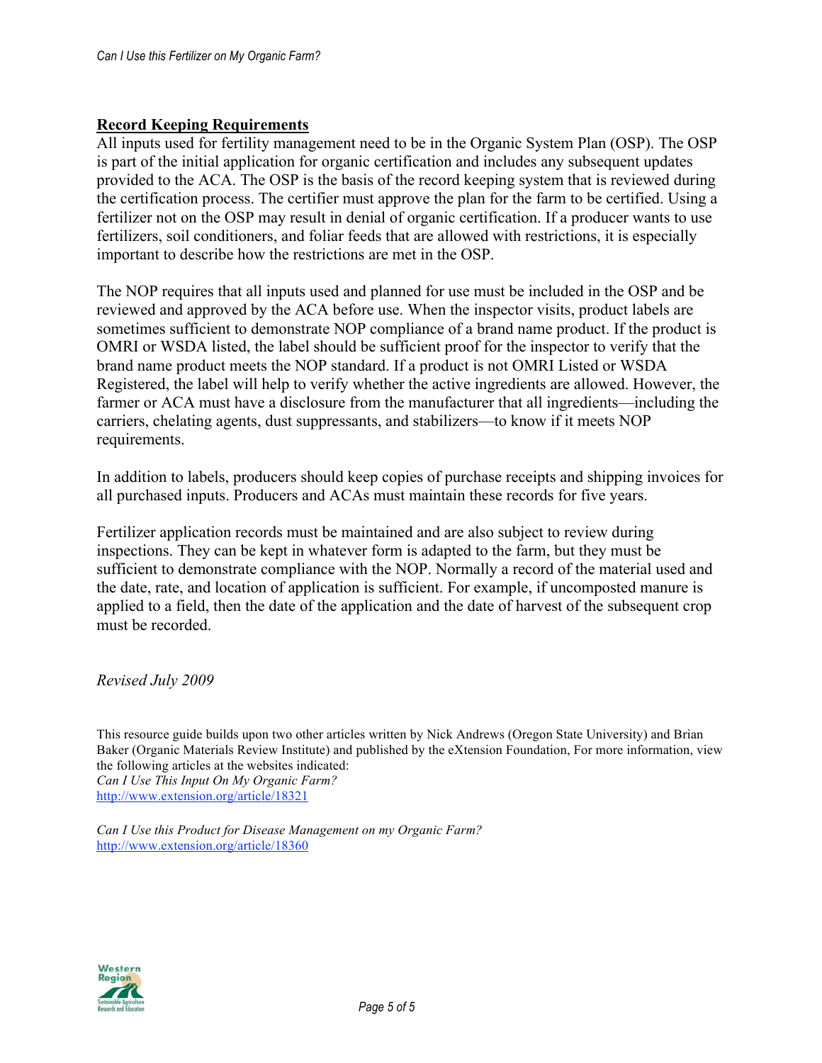## Record Keeping Requirements

All inputs used for fertility management need to be in the Organic System Plan (OSP). The OSP is part of the initial application for organic certification and includes any subsequent updates provided to the ACA. The OSP is the basis of the record keeping system that is reviewed during the certification process. The certifier must approve the plan for the farm to be certified. Using a fertilizer not on the OSP may result in denial of organic certification. If a producer wants to use fertilizers, soil conditioners, and foliar feeds that are allowed with restrictions, it is especially important to describe how the restrictions are met in the OSP.

The NOP requires that all inputs used and planned for use must be included in the OSP and be reviewed and approved by the ACA before use. When the inspector visits, product labels are sometimes sufficient to demonstrate NOP compliance of a brand name product. If the product is OMRI or WSDA listed, the label should be sufficient proof for the inspector to verify that the brand name product meets the NOP standard. If a product is not OMRI Listed or WSDA Registered, the label will help to verify whether the active ingredients are allowed. However, the farmer or ACA must have a disclosure from the manufacturer that all ingredients—including the carriers, chelating agents, dust suppressants, and stabilizers—to know if it meets NOP requirements.

In addition to labels, producers should keep copies of purchase receipts and shipping invoices for all purchased inputs. Producers and ACAs must maintain these records for five years.

Fertilizer application records must be maintained and are also subject to review during inspections. They can be kept in whatever form is adapted to the farm, but they must be sufficient to demonstrate compliance with the NOP. Normally a record of the material used and the date, rate, and location of application is sufficient. For example, if uncomposted manure is applied to a field, then the date of the application and the date of harvest of the subsequent crop must be recorded.

*Revised July 2009*

This resource guide builds upon two other articles written by Nick Andrews (Oregon State University) and Brian Baker (Organic Materials Review Institute) and published by the eXtension Foundation, For more information, view the following articles at the websites indicated:
*Can I Use This Input On My Organic Farm?*
http://www.extension.org/article/18321

*Can I Use this Product for Disease Management on my Organic Farm?*
http://www.extension.org/article/18360